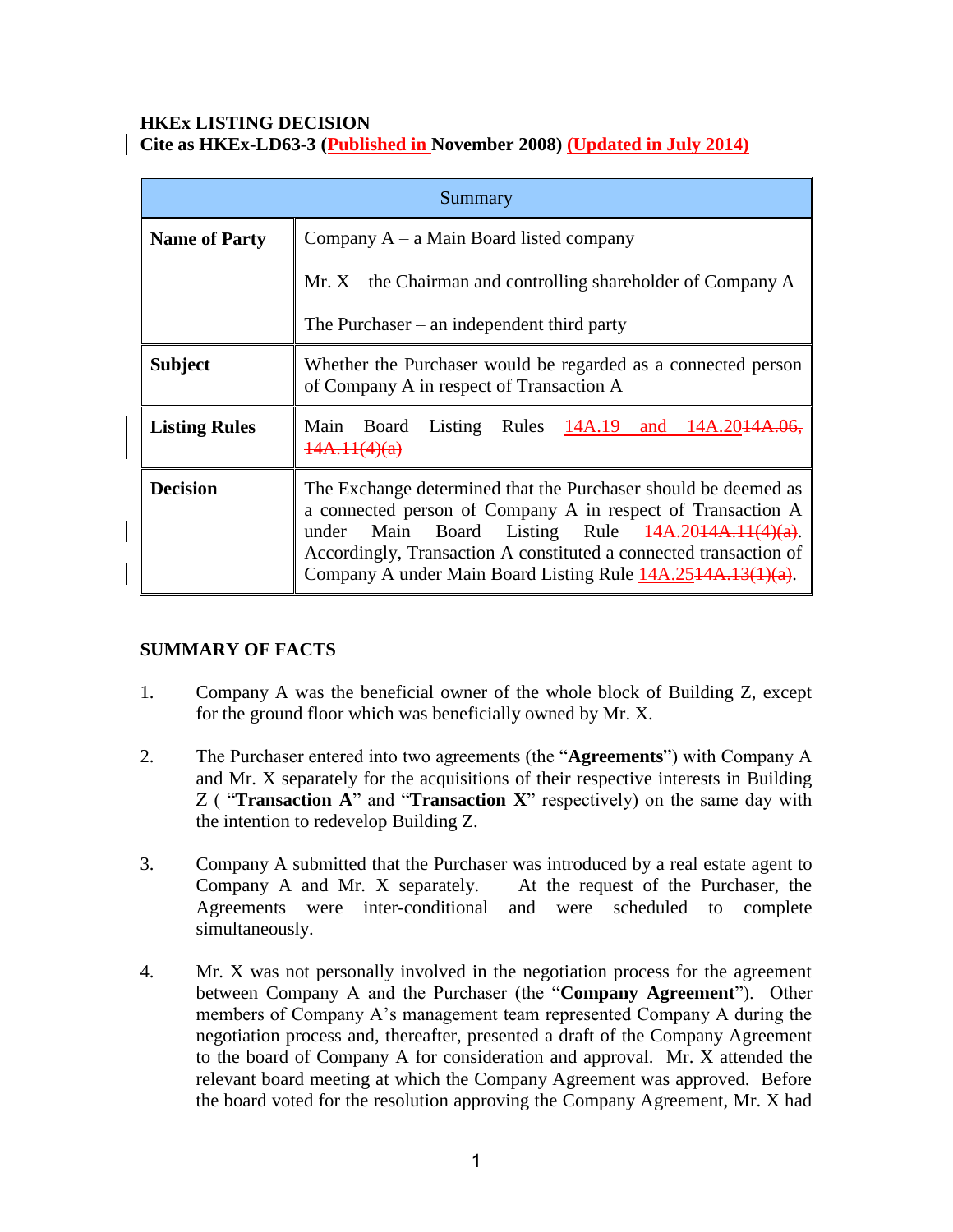**HKEx LISTING DECISION**
**Cite as HKEx-LD63-3 (Published in November 2008) (Updated in July 2014)**

| Summary | |
|---|---|
| **Name of Party** | Company A – a Main Board listed company<br><br>Mr. X – the Chairman and controlling shareholder of Company A<br><br>The Purchaser – an independent third party |
| **Subject** | Whether the Purchaser would be regarded as a connected person of Company A in respect of Transaction A |
| **Listing Rules** | Main Board Listing Rules 14A.19 and 14A.20~~14A.06, 14A.11(4)(a)~~ |
| **Decision** | The Exchange determined that the Purchaser should be deemed as a connected person of Company A in respect of Transaction A under Main Board Listing Rule 14A.20~~14A.11(4)(a)~~. Accordingly, Transaction A constituted a connected transaction of Company A under Main Board Listing Rule 14A.25~~14A.13(1)(a)~~. |

## SUMMARY OF FACTS

1. Company A was the beneficial owner of the whole block of Building Z, except for the ground floor which was beneficially owned by Mr. X.

2. The Purchaser entered into two agreements (the "**Agreements**") with Company A and Mr. X separately for the acquisitions of their respective interests in Building Z ( "**Transaction A**" and "**Transaction X**" respectively) on the same day with the intention to redevelop Building Z.

3. Company A submitted that the Purchaser was introduced by a real estate agent to Company A and Mr. X separately. At the request of the Purchaser, the Agreements were inter-conditional and were scheduled to complete simultaneously.

4. Mr. X was not personally involved in the negotiation process for the agreement between Company A and the Purchaser (the "**Company Agreement**"). Other members of Company A's management team represented Company A during the negotiation process and, thereafter, presented a draft of the Company Agreement to the board of Company A for consideration and approval. Mr. X attended the relevant board meeting at which the Company Agreement was approved. Before the board voted for the resolution approving the Company Agreement, Mr. X had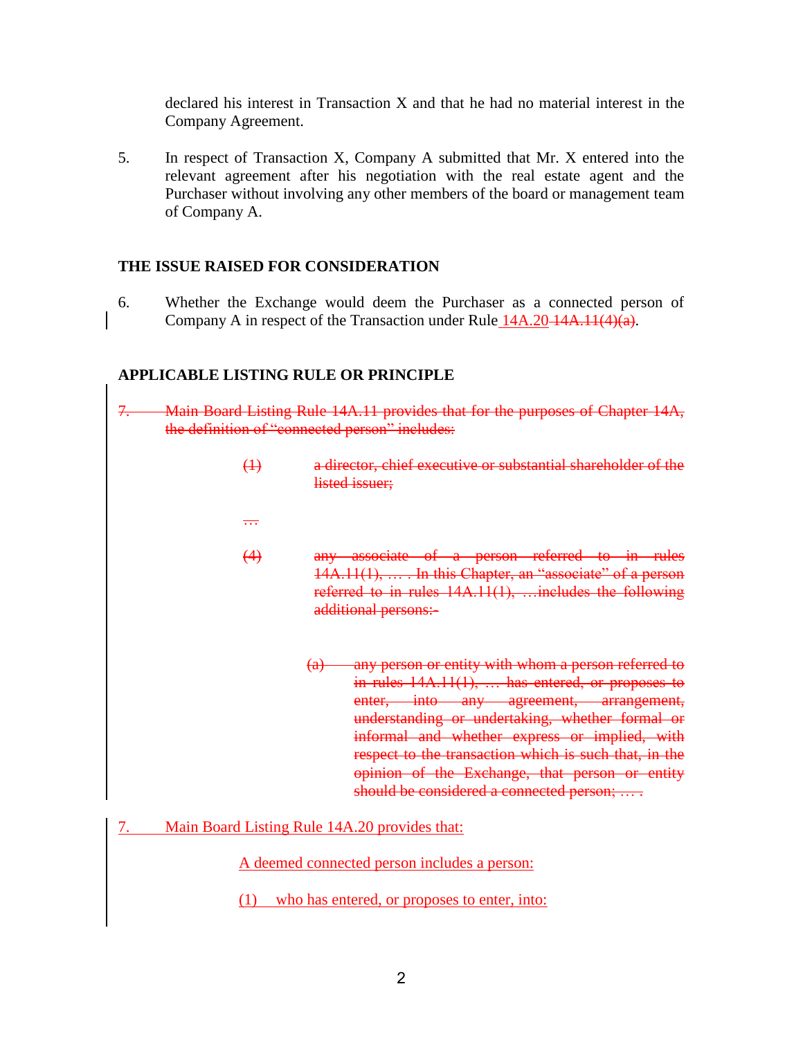declared his interest in Transaction X and that he had no material interest in the Company Agreement.

5. In respect of Transaction X, Company A submitted that Mr. X entered into the relevant agreement after his negotiation with the real estate agent and the Purchaser without involving any other members of the board or management team of Company A.

## THE ISSUE RAISED FOR CONSIDERATION

6. Whether the Exchange would deem the Purchaser as a connected person of Company A in respect of the Transaction under Rule 14A.20 ~~14A.11(4)(a)~~.

## APPLICABLE LISTING RULE OR PRINCIPLE

~~7. Main Board Listing Rule 14A.11 provides that for the purposes of Chapter 14A, the definition of "connected person" includes:~~

> ~~(1) a director, chief executive or substantial shareholder of the listed issuer;~~
>
> ~~…~~
>
> ~~(4) any associate of a person referred to in rules 14A.11(1), … . In this Chapter, an "associate" of a person referred to in rules 14A.11(1), …includes the following additional persons:-~~
>
> > ~~(a) any person or entity with whom a person referred to in rules 14A.11(1), … has entered, or proposes to enter, into any agreement, arrangement, understanding or undertaking, whether formal or informal and whether express or implied, with respect to the transaction which is such that, in the opinion of the Exchange, that person or entity should be considered a connected person; … .~~

7. Main Board Listing Rule 14A.20 provides that:

> A deemed connected person includes a person:
>
> (1) who has entered, or proposes to enter, into: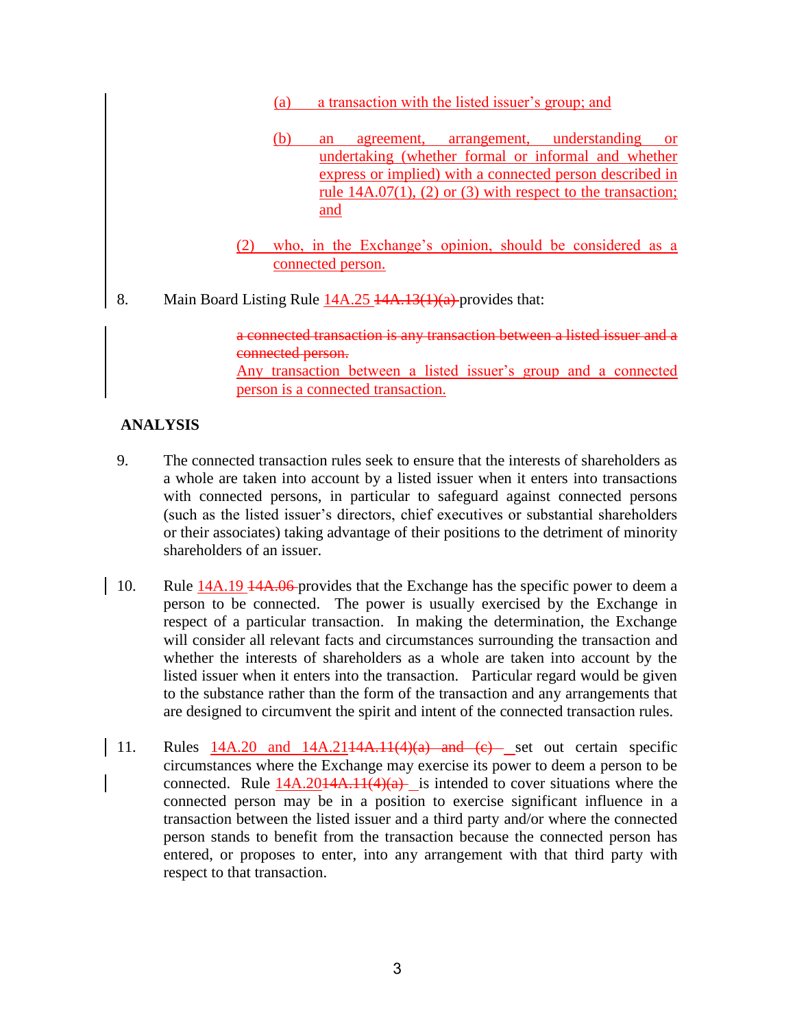(a) a transaction with the listed issuer's group; and

(b) an agreement, arrangement, understanding or undertaking (whether formal or informal and whether express or implied) with a connected person described in rule 14A.07(1), (2) or (3) with respect to the transaction; and

(2) who, in the Exchange's opinion, should be considered as a connected person.

8. Main Board Listing Rule 14A.25 ~~14A.13(1)(a)~~ provides that:

> ~~a connected transaction is any transaction between a listed issuer and a connected person.~~
> Any transaction between a listed issuer's group and a connected person is a connected transaction.

## ANALYSIS

9. The connected transaction rules seek to ensure that the interests of shareholders as a whole are taken into account by a listed issuer when it enters into transactions with connected persons, in particular to safeguard against connected persons (such as the listed issuer's directors, chief executives or substantial shareholders or their associates) taking advantage of their positions to the detriment of minority shareholders of an issuer.

10. Rule 14A.19 ~~14A.06~~ provides that the Exchange has the specific power to deem a person to be connected. The power is usually exercised by the Exchange in respect of a particular transaction. In making the determination, the Exchange will consider all relevant facts and circumstances surrounding the transaction and whether the interests of shareholders as a whole are taken into account by the listed issuer when it enters into the transaction. Particular regard would be given to the substance rather than the form of the transaction and any arrangements that are designed to circumvent the spirit and intent of the connected transaction rules.

11. Rules 14A.20 and 14A.21 ~~14A.11(4)(a) and (c)~~ set out certain specific circumstances where the Exchange may exercise its power to deem a person to be connected. Rule 14A.20 ~~14A.11(4)(a)~~ is intended to cover situations where the connected person may be in a position to exercise significant influence in a transaction between the listed issuer and a third party and/or where the connected person stands to benefit from the transaction because the connected person has entered, or proposes to enter, into any arrangement with that third party with respect to that transaction.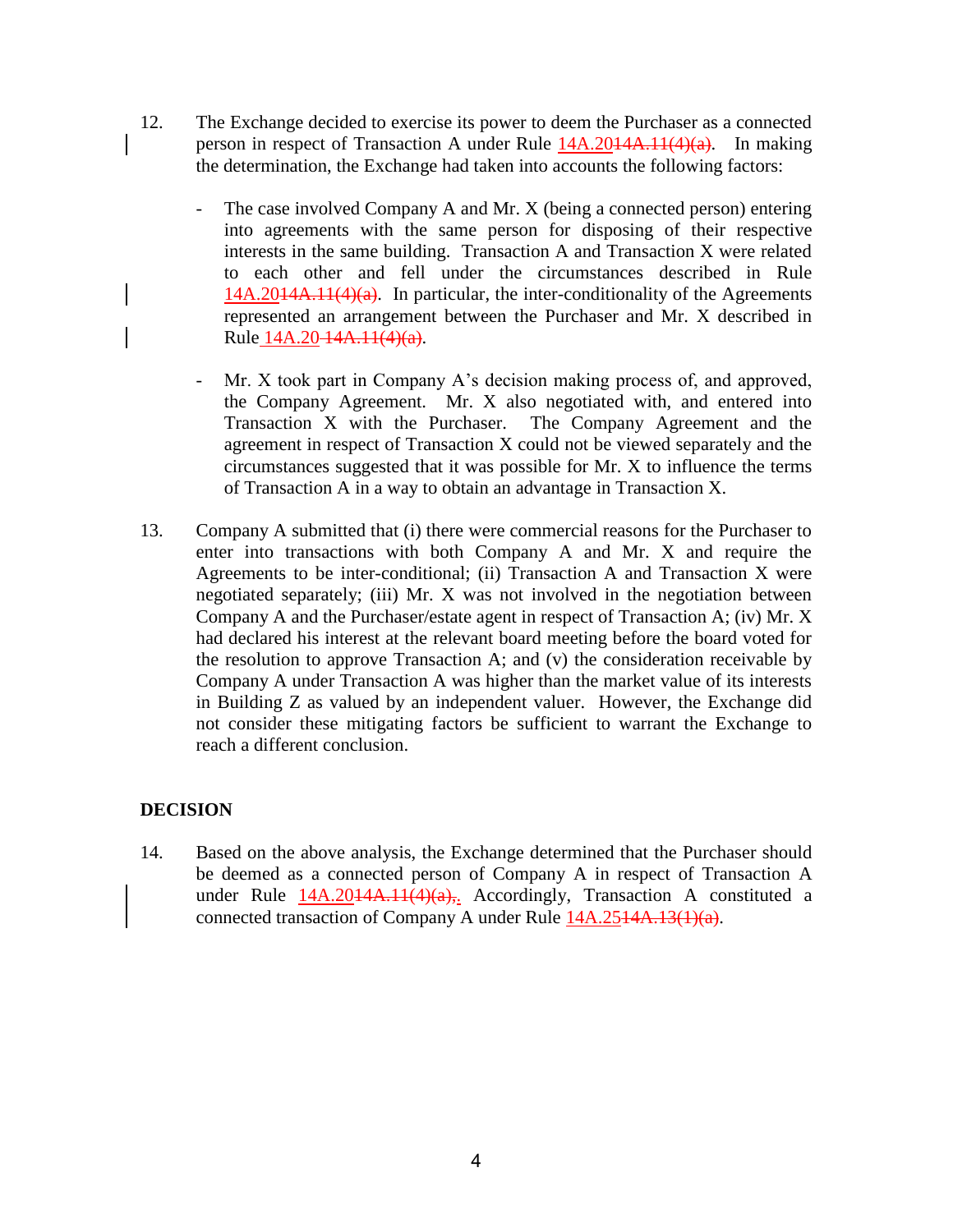12. The Exchange decided to exercise its power to deem the Purchaser as a connected person in respect of Transaction A under Rule 14A.20~~14A.11(4)(a)~~. In making the determination, the Exchange had taken into accounts the following factors:

    - The case involved Company A and Mr. X (being a connected person) entering into agreements with the same person for disposing of their respective interests in the same building. Transaction A and Transaction X were related to each other and fell under the circumstances described in Rule 14A.20~~14A.11(4)(a)~~. In particular, the inter-conditionality of the Agreements represented an arrangement between the Purchaser and Mr. X described in Rule 14A.20 ~~14A.11(4)(a)~~.

    - Mr. X took part in Company A's decision making process of, and approved, the Company Agreement. Mr. X also negotiated with, and entered into Transaction X with the Purchaser. The Company Agreement and the agreement in respect of Transaction X could not be viewed separately and the circumstances suggested that it was possible for Mr. X to influence the terms of Transaction A in a way to obtain an advantage in Transaction X.

13. Company A submitted that (i) there were commercial reasons for the Purchaser to enter into transactions with both Company A and Mr. X and require the Agreements to be inter-conditional; (ii) Transaction A and Transaction X were negotiated separately; (iii) Mr. X was not involved in the negotiation between Company A and the Purchaser/estate agent in respect of Transaction A; (iv) Mr. X had declared his interest at the relevant board meeting before the board voted for the resolution to approve Transaction A; and (v) the consideration receivable by Company A under Transaction A was higher than the market value of its interests in Building Z as valued by an independent valuer. However, the Exchange did not consider these mitigating factors be sufficient to warrant the Exchange to reach a different conclusion.

## DECISION

14. Based on the above analysis, the Exchange determined that the Purchaser should be deemed as a connected person of Company A in respect of Transaction A under Rule 14A.20~~14A.11(4)(a),~~. Accordingly, Transaction A constituted a connected transaction of Company A under Rule 14A.25~~14A.13(1)(a)~~.